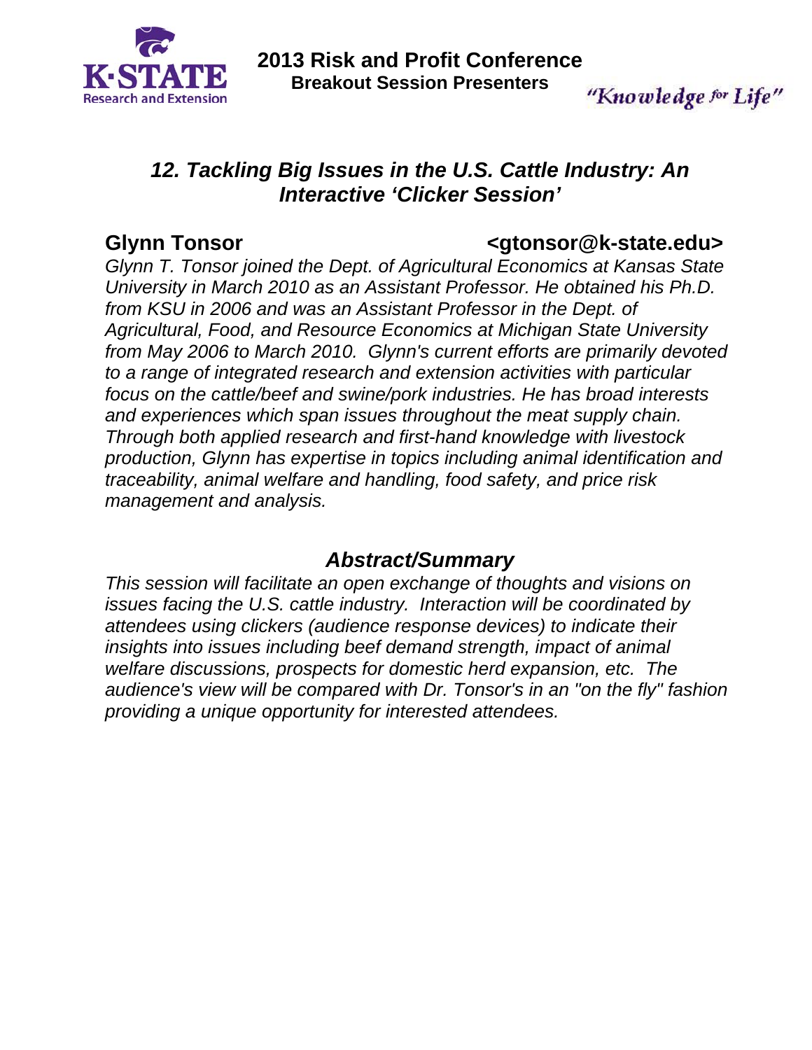# 2013 Risk and Profit Conference

## Breakout Session Presenters

"Knowledge for Life"

## *12. Tackling Big Issues in the U.S. Cattle Industry: An Interactive 'Clicker Session'*

**Glynn Tonsor** **<gtonsor@k-state.edu>**

*Glynn T. Tonsor joined the Dept. of Agricultural Economics at Kansas State University in March 2010 as an Assistant Professor. He obtained his Ph.D. from KSU in 2006 and was an Assistant Professor in the Dept. of Agricultural, Food, and Resource Economics at Michigan State University from May 2006 to March 2010. Glynn's current efforts are primarily devoted to a range of integrated research and extension activities with particular focus on the cattle/beef and swine/pork industries. He has broad interests and experiences which span issues throughout the meat supply chain. Through both applied research and first-hand knowledge with livestock production, Glynn has expertise in topics including animal identification and traceability, animal welfare and handling, food safety, and price risk management and analysis.*

### *Abstract/Summary*

*This session will facilitate an open exchange of thoughts and visions on issues facing the U.S. cattle industry. Interaction will be coordinated by attendees using clickers (audience response devices) to indicate their insights into issues including beef demand strength, impact of animal welfare discussions, prospects for domestic herd expansion, etc. The audience's view will be compared with Dr. Tonsor's in an "on the fly" fashion providing a unique opportunity for interested attendees.*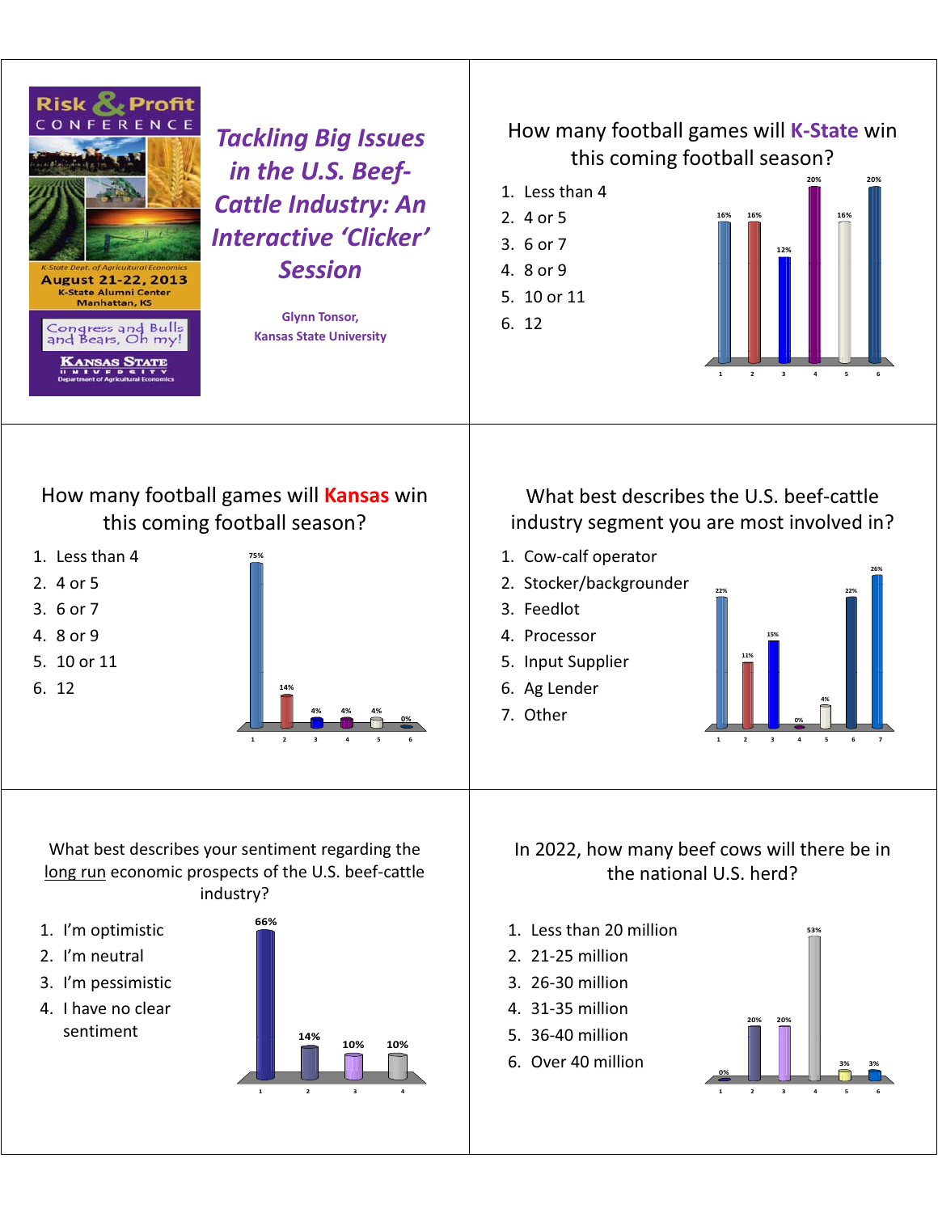# Tackling Big Issues in the U.S. Beef-Cattle Industry: An Interactive 'Clicker' Session

Risk & Profit Conference

K-State Dept. of Agricultural Economics

August 21-22, 2013

K-State Alumni Center

Manhattan, KS

Congress and Bulls and Bears, Oh my!

Kansas State University

Department of Agricultural Economics

**Glynn Tonsor,**
**Kansas State University**

---

## How many football games will K-State win this coming football season?

1. Less than 4
2. 4 or 5
3. 6 or 7
4. 8 or 9
5. 10 or 11
6. 12

| Response | 1 | 2 | 3 | 4 | 5 | 6 |
|---|---|---|---|---|---|---|
| Percent | 16% | 16% | 12% | 20% | 16% | 20% |

---

## How many football games will Kansas win this coming football season?

1. Less than 4
2. 4 or 5
3. 6 or 7
4. 8 or 9
5. 10 or 11
6. 12

| Response | 1 | 2 | 3 | 4 | 5 | 6 |
|---|---|---|---|---|---|---|
| Percent | 75% | 14% | 4% | 4% | 4% | 0% |

---

## What best describes the U.S. beef-cattle industry segment you are most involved in?

1. Cow-calf operator
2. Stocker/backgrounder
3. Feedlot
4. Processor
5. Input Supplier
6. Ag Lender
7. Other

| Response | 1 | 2 | 3 | 4 | 5 | 6 | 7 |
|---|---|---|---|---|---|---|---|
| Percent | 22% | 11% | 15% | 0% | 4% | 22% | 26% |

---

## What best describes your sentiment regarding the long run economic prospects of the U.S. beef-cattle industry?

1. I'm optimistic
2. I'm neutral
3. I'm pessimistic
4. I have no clear sentiment

| Response | 1 | 2 | 3 | 4 |
|---|---|---|---|---|
| Percent | 66% | 14% | 10% | 10% |

---

## In 2022, how many beef cows will there be in the national U.S. herd?

1. Less than 20 million
2. 21-25 million
3. 26-30 million
4. 31-35 million
5. 36-40 million
6. Over 40 million

| Response | 1 | 2 | 3 | 4 | 5 | 6 |
|---|---|---|---|---|---|---|
| Percent | 0% | 20% | 20% | 53% | 3% | 3% |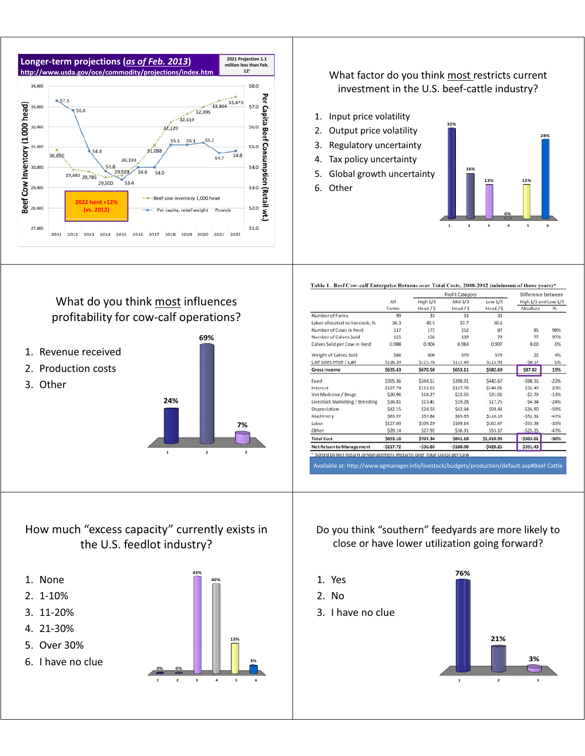## Longer-term projections (*as of Feb. 2013*)

http://www.usda.gov/oce/commodity/projections/index.htm

2021 Projection 1.1 million less than Feb. 12'

Beef Cow Inventory (1,000 head) / Per Capita Beef Consumption (Retail wt.)

2022 herd +12% (vs. 2012)

- Beef cow inventory 1,000 head
- Per capita, retail weight Pounds

| Year | Beef cow inventory (1,000 head) | Per capita, retail weight (Pounds) |
|---|---|---|
| 2011 | 30,850 | 57.3 |
| 2012 | 29,883 | 56.8 |
| 2013 | 29,785 | 54.8 |
| 2014 | 29,500 | 53.8 |
| 2015 | 29,593 | 53.4 |
| 2016 | 30,193 | 54.0 |
| 2017 | 31,088 | 54.0 |
| 2018 | 32,220 | 55.1 |
| 2019 | 32,619 | 55.1 |
| 2020 | 32,995 | 55.2 |
| 2021 | 33,304 | 54.7 |
| 2022 | 33,473 | 54.8 |

## What factor do you think most restricts current investment in the U.S. beef-cattle industry?

1. Input price volatility — 32%
2. Output price volatility — 16%
3. Regulatory uncertainty — 12%
4. Tax policy uncertainty — 0%
5. Global growth uncertainty — 12%
6. Other — 28%

## What do you think most influences profitability for cow-calf operations?

1. Revenue received — 24%
2. Production costs — 69%
3. Other — 7%

**Table 1. Beef Cow-calf Enterprise Returns over Total Costs, 2008-2012 (minimum of three years)***

| | All | Profit Category | | | Difference between | |
|---|---|---|---|---|---|---|
| | Farms | High 1/3 Head / $ | Mid 1/3 Head / $ | Low 1/3 Head / $ | High 1/3 and Low 1/3 Absolute | % |
| Number of Farms | 99 | 33 | 33 | 33 | | |
| Labor allocated to livestock, % | 36.3 | 40.5 | 37.7 | 30.6 | | |
| Number of Cows in Herd | 137 | 172 | 152 | 87 | 85 | 98% |
| Number of Calves Sold | 125 | 156 | 139 | 79 | 77 | 97% |
| Calves Sold per Cow in Herd | 0.908 | 0.904 | 0.914 | 0.907 | 0.00 | 0% |
| Weight of Calves Sold | 586 | 600 | 579 | 579 | 22 | 4% |
| Calf Sales Price / Cwt | $116.39 | $115.76 | $117.49 | $115.93 | -$0.17 | 0% |
| **Gross Income** | $635.43 | $670.50 | $653.11 | $582.69 | $87.82 | 15% |
| Feed | $395.36 | $344.51 | $398.91 | $442.67 | -$98.16 | -22% |
| Interest | $127.74 | $111.52 | $127.70 | $144.01 | -$32.49 | -23% |
| Vet Medicine / Drugs | $20.96 | $18.27 | $23.55 | $21.05 | -$2.79 | -13% |
| Livestock Marketing / Breeding | $16.81 | $13.41 | $19.28 | $17.75 | -$4.34 | -24% |
| Depreciation | $42.15 | $24.55 | $42.44 | $59.44 | -$34.90 | -59% |
| Machinery | $83.97 | $57.88 | $83.85 | $110.19 | -$52.31 | -47% |
| Labor | $127.03 | $109.29 | $109.14 | $162.67 | -$53.38 | -33% |
| Other | $39.14 | $27.92 | $36.31 | $53.17 | -$25.25 | -47% |
| **Total Cost** | $853.16 | $707.34 | $841.18 | $1,010.95 | -$303.61 | -30% |
| **Net Return to Management** | -$217.72 | -$36.83 | -$188.08 | -$428.26 | $391.43 | |

* Sorted by Net Return to Management (Returns over Total Costs) per Cow

Available at: http://www.agmanager.info/livestock/budgets/production/default.asp#Beef Cattle

## How much "excess capacity" currently exists in the U.S. feedlot industry?

1. None — 0%
2. 1-10% — 0%
3. 11-20% — 43%
4. 21-30% — 40%
5. Over 30% — 13%
6. I have no clue — 3%

## Do you think "southern" feedyards are more likely to close or have lower utilization going forward?

1. Yes — 76%
2. No — 21%
3. I have no clue — 3%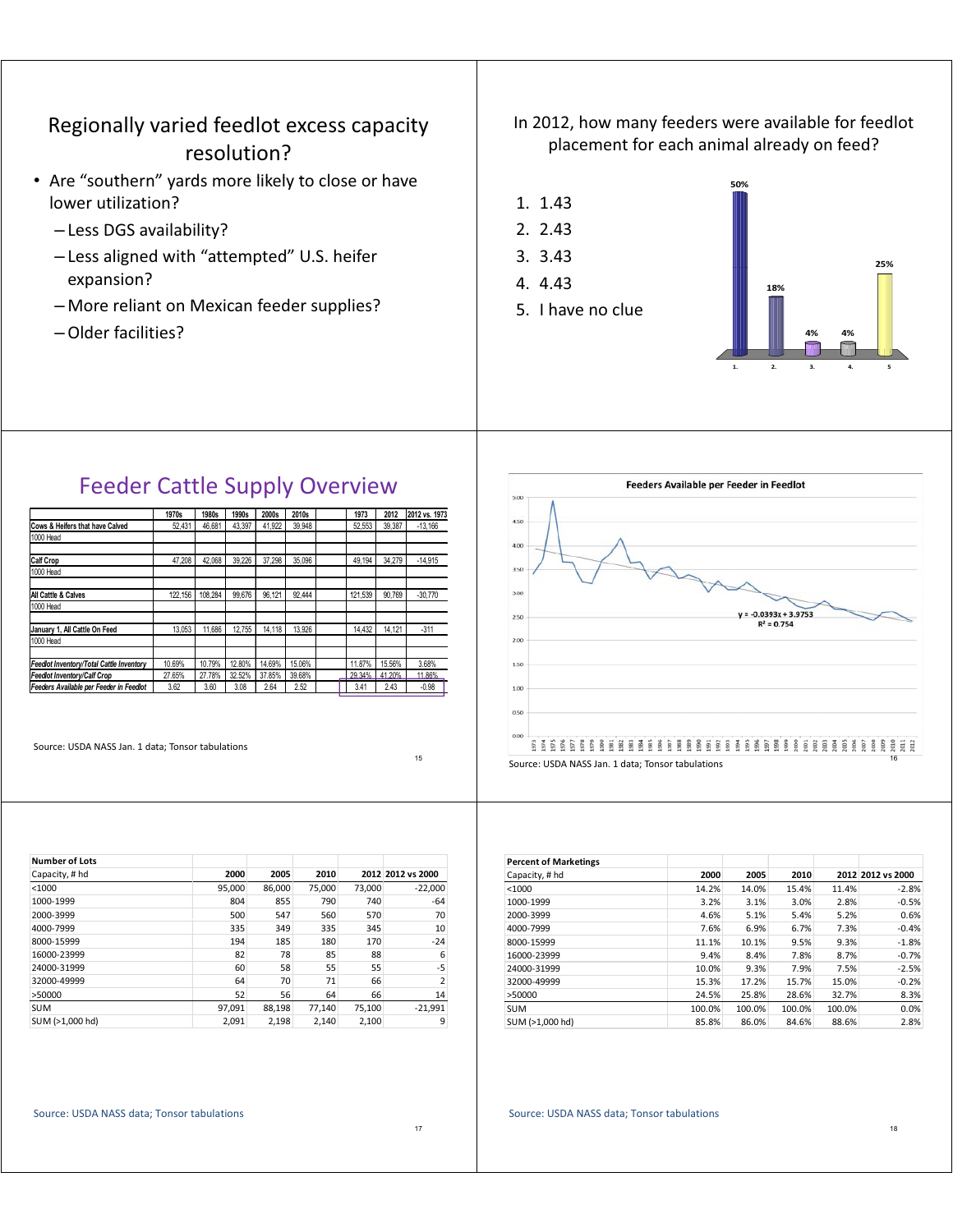## Regionally varied feedlot excess capacity resolution?

- Are "southern" yards more likely to close or have lower utilization?
  - Less DGS availability?
  - Less aligned with "attempted" U.S. heifer expansion?
  - More reliant on Mexican feeder supplies?
  - Older facilities?

## In 2012, how many feeders were available for feedlot placement for each animal already on feed?

1. 1.43
2. 2.43
3. 3.43
4. 4.43
5. I have no clue

| Response | 1. | 2. | 3. | 4. | 5 |
|---|---|---|---|---|---|
| Percent | 50% | 18% | 4% | 4% | 25% |

## Feeder Cattle Supply Overview

| | 1970s | 1980s | 1990s | 2000s | 2010s | | 1973 | 2012 | 2012 vs. 1973 |
|---|---|---|---|---|---|---|---|---|---|
| Cows & Heifers that have Calved | 52,431 | 46,681 | 43,397 | 41,922 | 39,948 | | 52,553 | 39,387 | -13,166 |
| 1000 Head | | | | | | | | | |
| Calf Crop | 47,208 | 42,068 | 39,226 | 37,298 | 35,096 | | 49,194 | 34,279 | -14,915 |
| 1000 Head | | | | | | | | | |
| All Cattle & Calves | 122,156 | 108,284 | 99,676 | 96,121 | 92,444 | | 121,539 | 90,769 | -30,770 |
| 1000 Head | | | | | | | | | |
| January 1, All Cattle On Feed | 13,053 | 11,686 | 12,755 | 14,118 | 13,926 | | 14,432 | 14,121 | -311 |
| 1000 Head | | | | | | | | | |
| *Feedlot Inventory/Total Cattle Inventory* | 10.69% | 10.79% | 12.80% | 14.69% | 15.06% | | 11.87% | 15.56% | 3.68% |
| *Feedlot Inventory/Calf Crop* | 27.65% | 27.78% | 32.52% | 37.85% | 39.68% | | 29.34% | 41.20% | 11.86% |
| *Feeders Available per Feeder in Feedlot* | 3.62 | 3.60 | 3.08 | 2.64 | 2.52 | | 3.41 | 2.43 | -0.98 |

Source: USDA NASS Jan. 1 data; Tonsor tabulations

**Feeders Available per Feeder in Feedlot**

$y = -0.0393x + 3.9753$

$R^2 = 0.754$

Source: USDA NASS Jan. 1 data; Tonsor tabulations

| Number of Lots | | | | | |
|---|---|---|---|---|---|
| Capacity, # hd | 2000 | 2005 | 2010 | 2012 | 2012 vs 2000 |
| <1000 | 95,000 | 86,000 | 75,000 | 73,000 | -22,000 |
| 1000-1999 | 804 | 855 | 790 | 740 | -64 |
| 2000-3999 | 500 | 547 | 560 | 570 | 70 |
| 4000-7999 | 335 | 349 | 335 | 345 | 10 |
| 8000-15999 | 194 | 185 | 180 | 170 | -24 |
| 16000-23999 | 82 | 78 | 85 | 88 | 6 |
| 24000-31999 | 60 | 58 | 55 | 55 | -5 |
| 32000-49999 | 64 | 70 | 71 | 66 | 2 |
| >50000 | 52 | 56 | 64 | 66 | 14 |
| SUM | 97,091 | 88,198 | 77,140 | 75,100 | -21,991 |
| SUM (>1,000 hd) | 2,091 | 2,198 | 2,140 | 2,100 | 9 |

Source: USDA NASS data; Tonsor tabulations

| Percent of Marketings | | | | | |
|---|---|---|---|---|---|
| Capacity, # hd | 2000 | 2005 | 2010 | 2012 | 2012 vs 2000 |
| <1000 | 14.2% | 14.0% | 15.4% | 11.4% | -2.8% |
| 1000-1999 | 3.2% | 3.1% | 3.0% | 2.8% | -0.5% |
| 2000-3999 | 4.6% | 5.1% | 5.4% | 5.2% | 0.6% |
| 4000-7999 | 7.6% | 6.9% | 6.7% | 7.3% | -0.4% |
| 8000-15999 | 11.1% | 10.1% | 9.5% | 9.3% | -1.8% |
| 16000-23999 | 9.4% | 8.4% | 7.8% | 8.7% | -0.7% |
| 24000-31999 | 10.0% | 9.3% | 7.9% | 7.5% | -2.5% |
| 32000-49999 | 15.3% | 17.2% | 15.7% | 15.0% | -0.2% |
| >50000 | 24.5% | 25.8% | 28.6% | 32.7% | 8.3% |
| SUM | 100.0% | 100.0% | 100.0% | 100.0% | 0.0% |
| SUM (>1,000 hd) | 85.8% | 86.0% | 84.6% | 88.6% | 2.8% |

Source: USDA NASS data; Tonsor tabulations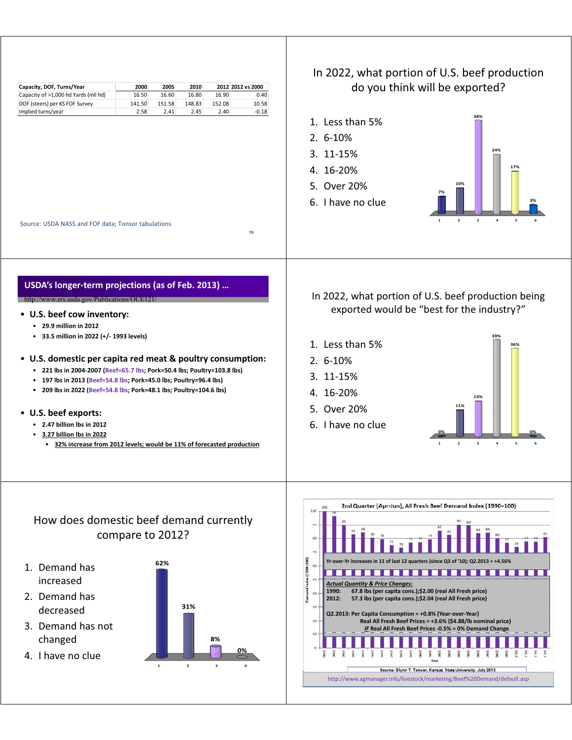| Capacity, DOF, Turns/Year | 2000 | 2005 | 2010 | 2012 | 2012 vs 2000 |
|---|---|---|---|---|---|
| Capacity of >1,000 hd Yards (mil hd) | 16.50 | 16.60 | 16.80 | 16.90 | 0.40 |
| DOF (steers) per KS FOF Survey | 141.50 | 151.58 | 148.83 | 152.08 | 10.58 |
| Implied turns/year | 2.58 | 2.41 | 2.45 | 2.40 | -0.18 |

Source: USDA NASS and FOF data; Tonsor tabulations

## In 2022, what portion of U.S. beef production do you think will be exported?

1. Less than 5%
2. 6-10%
3. 11-15%
4. 16-20%
5. Over 20%
6. I have no clue

| Response | 1 | 2 | 3 | 4 | 5 | 6 |
|---|---|---|---|---|---|---|
| Percent | 7% | 10% | 38% | 24% | 17% | 3% |

## USDA's longer-term projections (as of Feb. 2013) …

http://www.ers.usda.gov/Publications/OCE121/

- **U.S. beef cow inventory:**
  - **29.9 million in 2012**
  - **33.5 million in 2022 (+/- 1993 levels)**
- **U.S. domestic per capita red meat & poultry consumption:**
  - **221 lbs in 2004-2007 (Beef=65.7 lbs; Pork=50.4 lbs; Poultry=103.8 lbs)**
  - **197 lbs in 2013 (Beef=54.8 lbs; Pork=45.0 lbs; Poultry=96.4 lbs)**
  - **209 lbs in 2022 (Beef=54.8 lbs; Pork=48.1 lbs; Poultry=104.6 lbs)**
- **U.S. beef exports:**
  - **2.47 billion lbs in 2012**
  - **3.27 billion lbs in 2022**
    - **32% increase from 2012 levels; would be 11% of forecasted production**

## In 2022, what portion of U.S. beef production being exported would be "best for the industry?"

1. Less than 5%
2. 6-10%
3. 11-15%
4. 16-20%
5. Over 20%
6. I have no clue

| Response | 1 | 2 | 3 | 4 | 5 | 6 |
|---|---|---|---|---|---|---|
| Percent | 0% | 11% | 14% | 39% | 36% | 0% |

## How does domestic beef demand currently compare to 2012?

1. Demand has increased
2. Demand has decreased
3. Demand has not changed
4. I have no clue

| Response | 1 | 2 | 3 | 4 |
|---|---|---|---|---|
| Percent | 62% | 31% | 8% | 0% |

**2nd Quarter (Apr-Jun), All Fresh Beef Demand Index (1990=100)**

Yr-over-Yr increases in 11 of last 12 quarters (since Q3 of '10); Q2.2013 = +4.56%

***Actual Quantity & Price Changes:***
1990: 67.8 lbs (per capita cons.);$2.00 (real All Fresh price)
2012: 57.3 lbs (per capita cons.);$2.04 (real All Fresh price)

Q2.2013: Per Capita Consumption = +0.8% (Year-over-Year)
Real All Fresh Beef Prices = +3.6% ($4.88/lb nominal price)
*IF* Real All Fresh Beef Prices -0.5% = 0% Demand Change

Source: Glynn T. Tonsor, Kansas State University, July 2013

http://www.agmanager.info/livestock/marketing/Beef%20Demand/default.asp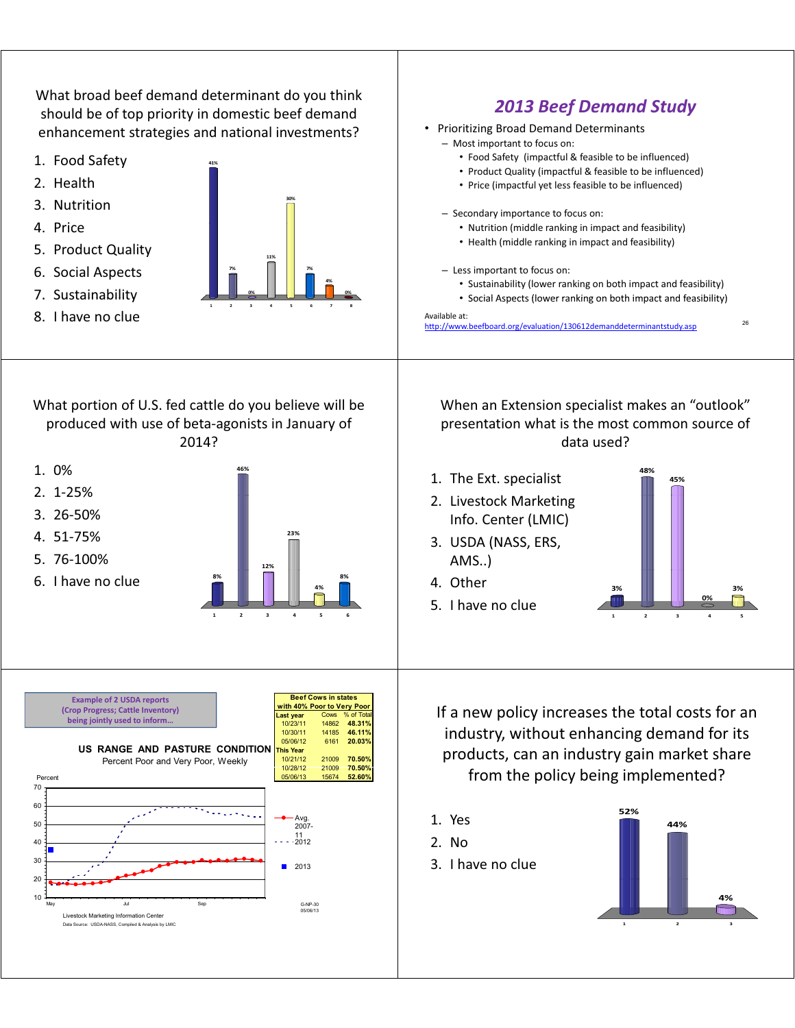What broad beef demand determinant do you think should be of top priority in domestic beef demand enhancement strategies and national investments?

1. Food Safety
2. Health
3. Nutrition
4. Price
5. Product Quality
6. Social Aspects
7. Sustainability
8. I have no clue

| Response | 1 | 2 | 3 | 4 | 5 | 6 | 7 | 8 |
|---|---|---|---|---|---|---|---|---|
| % | 41% | 7% | 0% | 11% | 30% | 7% | 4% | 0% |

## *2013 Beef Demand Study*

- Prioritizing Broad Demand Determinants
  - Most important to focus on:
    - Food Safety (impactful & feasible to be influenced)
    - Product Quality (impactful & feasible to be influenced)
    - Price (impactful yet less feasible to be influenced)
  - Secondary importance to focus on:
    - Nutrition (middle ranking in impact and feasibility)
    - Health (middle ranking in impact and feasibility)
  - Less important to focus on:
    - Sustainability (lower ranking on both impact and feasibility)
    - Social Aspects (lower ranking on both impact and feasibility)

Available at:
http://www.beefboard.org/evaluation/130612demanddeterminantstudy.asp

What portion of U.S. fed cattle do you believe will be produced with use of beta-agonists in January of 2014?

1. 0%
2. 1-25%
3. 26-50%
4. 51-75%
5. 76-100%
6. I have no clue

| Response | 1 | 2 | 3 | 4 | 5 | 6 |
|---|---|---|---|---|---|---|
| % | 8% | 46% | 12% | 23% | 4% | 8% |

When an Extension specialist makes an "outlook" presentation what is the most common source of data used?

1. The Ext. specialist
2. Livestock Marketing Info. Center (LMIC)
3. USDA (NASS, ERS, AMS..)
4. Other
5. I have no clue

| Response | 1 | 2 | 3 | 4 | 5 |
|---|---|---|---|---|---|
| % | 3% | 48% | 45% | 0% | 3% |

Example of 2 USDA reports (Crop Progress; Cattle Inventory) being jointly used to inform…

**US RANGE AND PASTURE CONDITION**
Percent Poor and Very Poor, Weekly

| Beef Cows in states with 40% Poor to Very Poor | | |
|---|---|---|
| **Last year** | Cows | % of Total |
| 10/23/11 | 14862 | **48.31%** |
| 10/30/11 | 14185 | **46.11%** |
| 05/06/12 | 6161 | **20.03%** |
| **This Year** | | |
| 10/21/12 | 21009 | **70.50%** |
| 10/28/12 | 21009 | **70.50%** |
| 05/06/13 | 15674 | **52.60%** |

Legend: Avg. 2007-11; 2012; 2013

G-NP-30
05/06/13

Livestock Marketing Information Center
Data Source: USDA-NASS, Compiled & Analysis by LMIC

If a new policy increases the total costs for an industry, without enhancing demand for its products, can an industry gain market share from the policy being implemented?

1. Yes
2. No
3. I have no clue

| Response | 1 | 2 | 3 |
|---|---|---|---|
| % | 52% | 44% | 4% |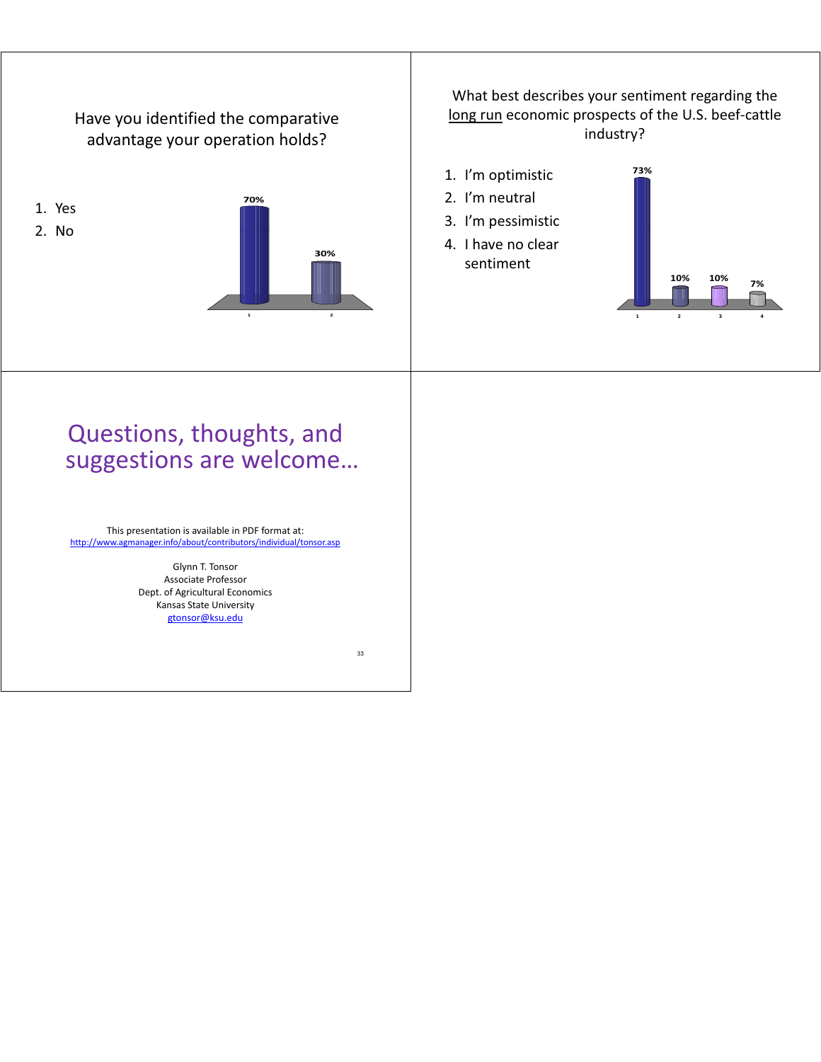Have you identified the comparative advantage your operation holds?

1. Yes
2. No

70%

30%

1

2

What best describes your sentiment regarding the long run economic prospects of the U.S. beef-cattle industry?

1. I'm optimistic
2. I'm neutral
3. I'm pessimistic
4. I have no clear sentiment

73%

10%

10%

7%

1

2

3

4

## Questions, thoughts, and suggestions are welcome…

This presentation is available in PDF format at:
http://www.agmanager.info/about/contributors/individual/tonsor.asp

Glynn T. Tonsor
Associate Professor
Dept. of Agricultural Economics
Kansas State University
gtonsor@ksu.edu